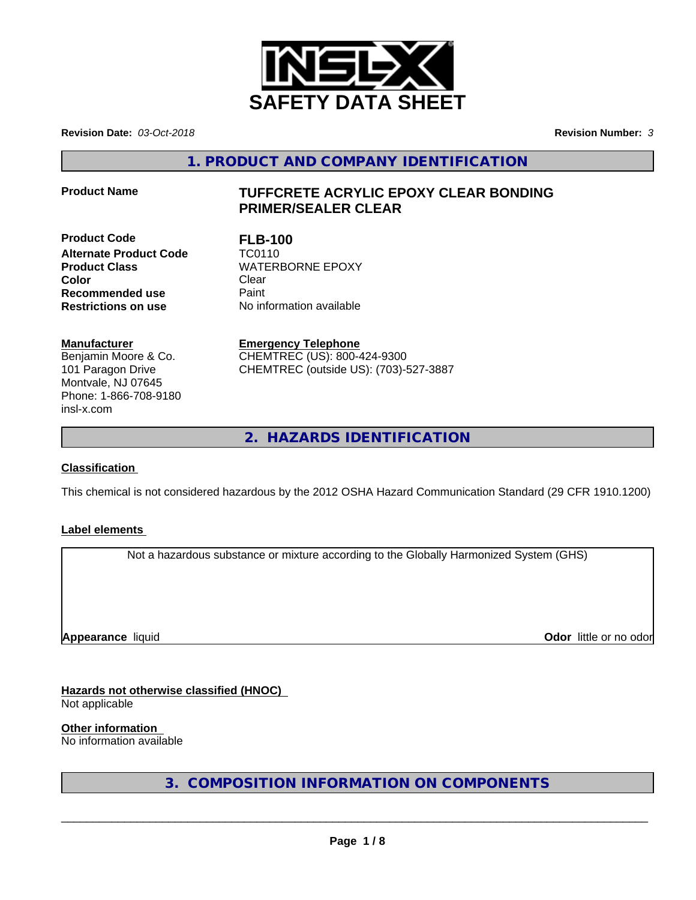# SAFETY DATA SHEET

**Revision Date:** *03-Oct-2018* **Revision Number:** *3*

## 1. PRODUCT AND COMPANY IDENTIFICATION

**Product Name** **TUFFCRETE ACRYLIC EPOXY CLEAR BONDING PRIMER/SEALER CLEAR**

| | |
|---|---|
| **Product Code** | **FLB-100** |
| **Alternate Product Code** | TC0110 |
| **Product Class** | WATERBORNE EPOXY |
| **Color** | Clear |
| **Recommended use** | Paint |
| **Restrictions on use** | No information available |

**Manufacturer**
Benjamin Moore & Co.
101 Paragon Drive
Montvale, NJ 07645
Phone: 1-866-708-9180
insl-x.com

**Emergency Telephone**
CHEMTREC (US): 800-424-9300
CHEMTREC (outside US): (703)-527-3887

## 2. HAZARDS IDENTIFICATION

**Classification**

This chemical is not considered hazardous by the 2012 OSHA Hazard Communication Standard (29 CFR 1910.1200)

**Label elements**

Not a hazardous substance or mixture according to the Globally Harmonized System (GHS)

**Appearance** liquid **Odor** little or no odor

**Hazards not otherwise classified (HNOC)**
Not applicable

**Other information**
No information available

## 3. COMPOSITION INFORMATION ON COMPONENTS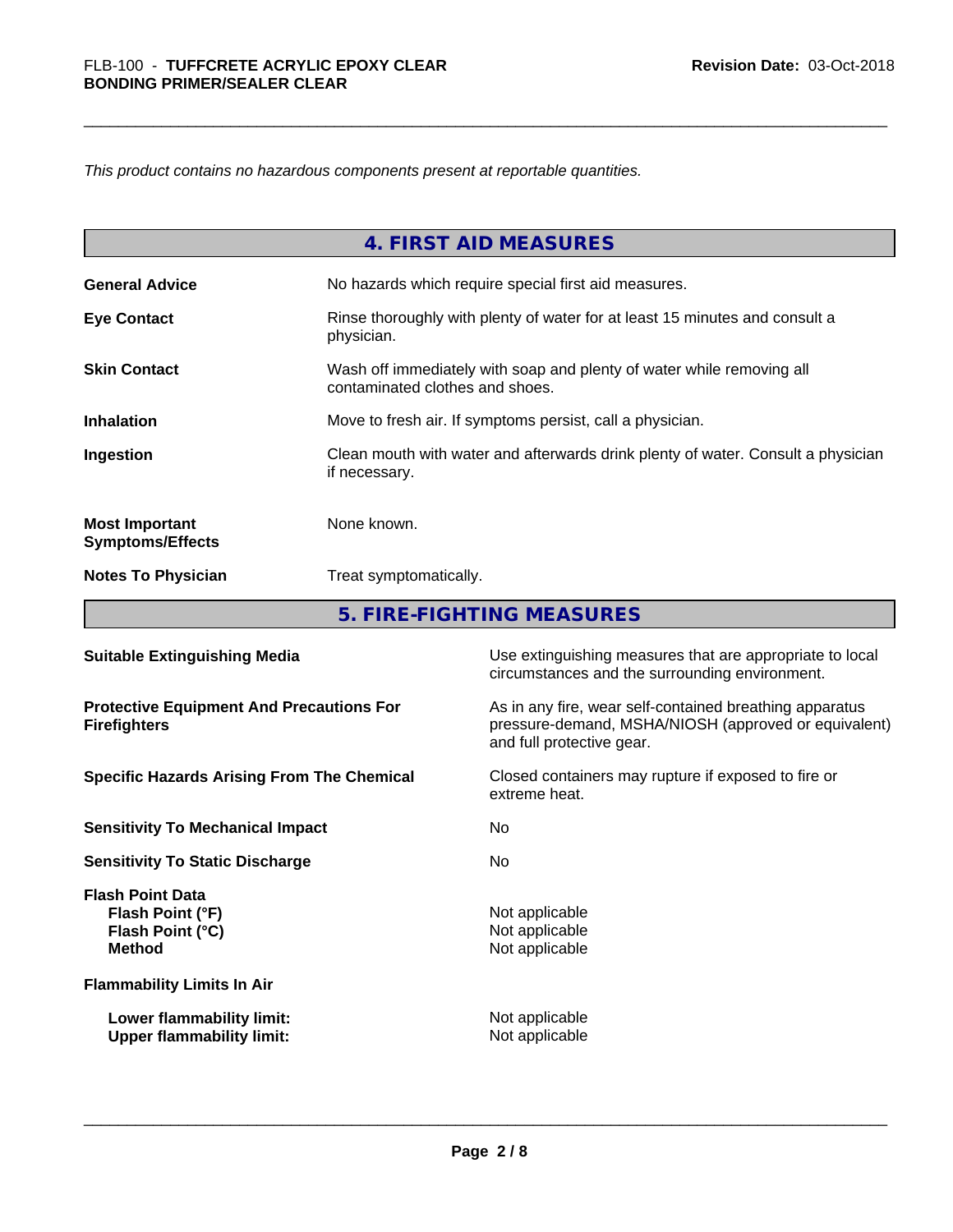*This product contains no hazardous components present at reportable quantities.*

## 4. FIRST AID MEASURES

| | |
|---|---|
| **General Advice** | No hazards which require special first aid measures. |
| **Eye Contact** | Rinse thoroughly with plenty of water for at least 15 minutes and consult a physician. |
| **Skin Contact** | Wash off immediately with soap and plenty of water while removing all contaminated clothes and shoes. |
| **Inhalation** | Move to fresh air. If symptoms persist, call a physician. |
| **Ingestion** | Clean mouth with water and afterwards drink plenty of water. Consult a physician if necessary. |
| **Most Important Symptoms/Effects** | None known. |
| **Notes To Physician** | Treat symptomatically. |

## 5. FIRE-FIGHTING MEASURES

| | |
|---|---|
| **Suitable Extinguishing Media** | Use extinguishing measures that are appropriate to local circumstances and the surrounding environment. |
| **Protective Equipment And Precautions For Firefighters** | As in any fire, wear self-contained breathing apparatus pressure-demand, MSHA/NIOSH (approved or equivalent) and full protective gear. |
| **Specific Hazards Arising From The Chemical** | Closed containers may rupture if exposed to fire or extreme heat. |
| **Sensitivity To Mechanical Impact** | No |
| **Sensitivity To Static Discharge** | No |

**Flash Point Data**

| | |
|---|---|
| **Flash Point (°F)** | Not applicable |
| **Flash Point (°C)** | Not applicable |
| **Method** | Not applicable |

**Flammability Limits In Air**

| | |
|---|---|
| **Lower flammability limit:** | Not applicable |
| **Upper flammability limit:** | Not applicable |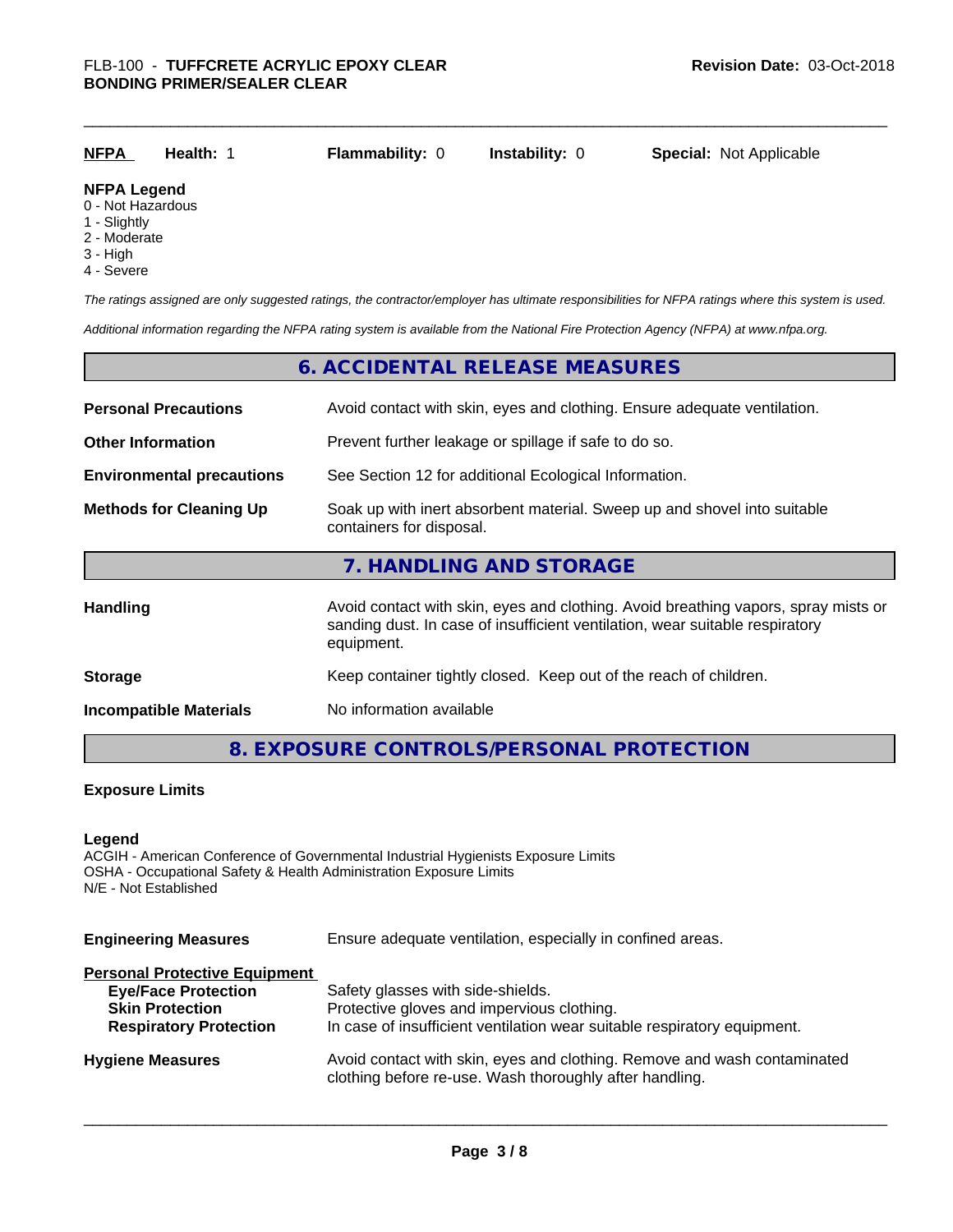| NFPA | Health: 1 | Flammability: 0 | Instability: 0 | Special: Not Applicable |
|---|---|---|---|---|

**NFPA Legend**
0 - Not Hazardous
1 - Slightly
2 - Moderate
3 - High
4 - Severe

*The ratings assigned are only suggested ratings, the contractor/employer has ultimate responsibilities for NFPA ratings where this system is used.*

*Additional information regarding the NFPA rating system is available from the National Fire Protection Agency (NFPA) at www.nfpa.org.*

## 6. ACCIDENTAL RELEASE MEASURES

| | |
|---|---|
| **Personal Precautions** | Avoid contact with skin, eyes and clothing. Ensure adequate ventilation. |
| **Other Information** | Prevent further leakage or spillage if safe to do so. |
| **Environmental precautions** | See Section 12 for additional Ecological Information. |
| **Methods for Cleaning Up** | Soak up with inert absorbent material. Sweep up and shovel into suitable containers for disposal. |

## 7. HANDLING AND STORAGE

| | |
|---|---|
| **Handling** | Avoid contact with skin, eyes and clothing. Avoid breathing vapors, spray mists or sanding dust. In case of insufficient ventilation, wear suitable respiratory equipment. |
| **Storage** | Keep container tightly closed. Keep out of the reach of children. |
| **Incompatible Materials** | No information available |

## 8. EXPOSURE CONTROLS/PERSONAL PROTECTION

**Exposure Limits**

**Legend**
ACGIH - American Conference of Governmental Industrial Hygienists Exposure Limits
OSHA - Occupational Safety & Health Administration Exposure Limits
N/E - Not Established

| | |
|---|---|
| **Engineering Measures** | Ensure adequate ventilation, especially in confined areas. |
| **Personal Protective Equipment** | |
| **Eye/Face Protection** | Safety glasses with side-shields. |
| **Skin Protection** | Protective gloves and impervious clothing. |
| **Respiratory Protection** | In case of insufficient ventilation wear suitable respiratory equipment. |
| **Hygiene Measures** | Avoid contact with skin, eyes and clothing. Remove and wash contaminated clothing before re-use. Wash thoroughly after handling. |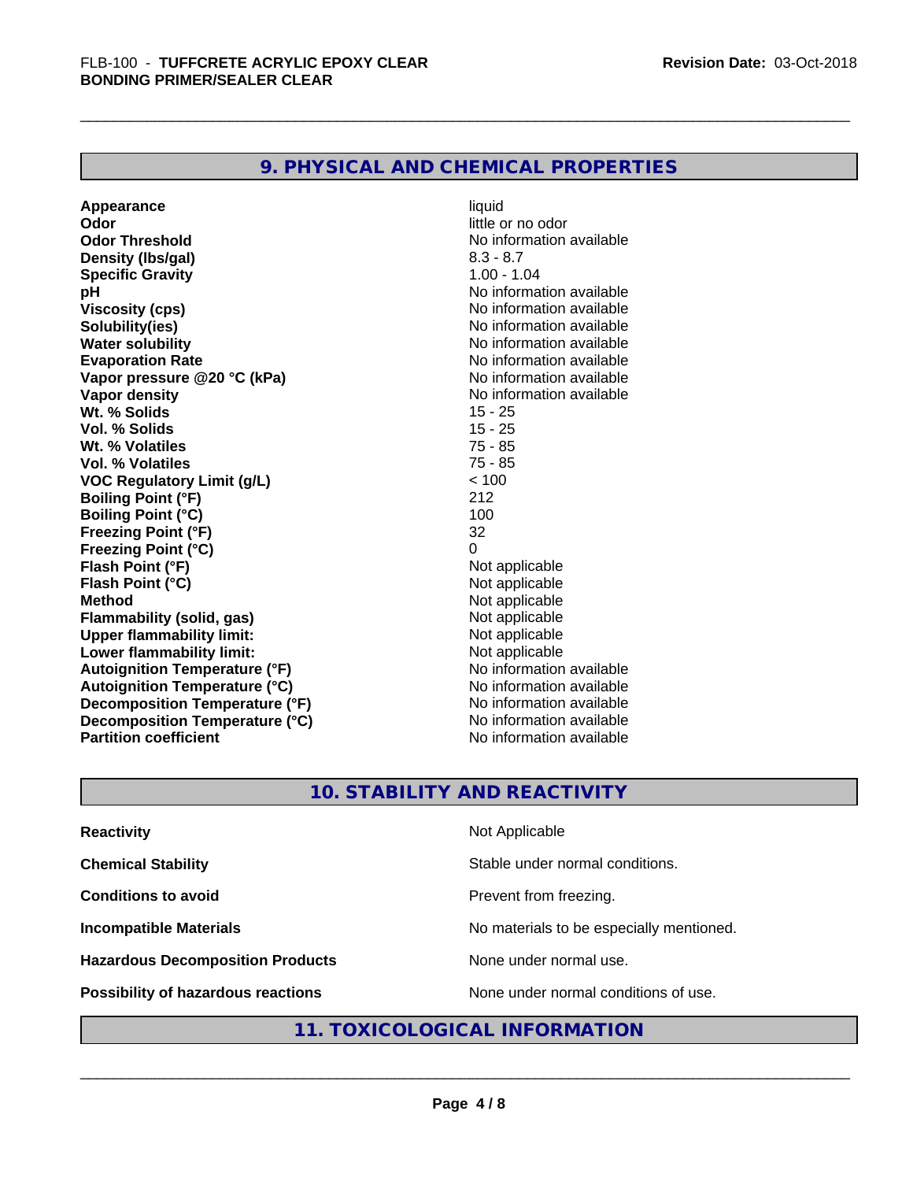## 9. PHYSICAL AND CHEMICAL PROPERTIES

| | |
|---|---|
| **Appearance** | liquid |
| **Odor** | little or no odor |
| **Odor Threshold** | No information available |
| **Density (lbs/gal)** | 8.3 - 8.7 |
| **Specific Gravity** | 1.00 - 1.04 |
| **pH** | No information available |
| **Viscosity (cps)** | No information available |
| **Solubility(ies)** | No information available |
| **Water solubility** | No information available |
| **Evaporation Rate** | No information available |
| **Vapor pressure @20 °C (kPa)** | No information available |
| **Vapor density** | No information available |
| **Wt. % Solids** | 15 - 25 |
| **Vol. % Solids** | 15 - 25 |
| **Wt. % Volatiles** | 75 - 85 |
| **Vol. % Volatiles** | 75 - 85 |
| **VOC Regulatory Limit (g/L)** | < 100 |
| **Boiling Point (°F)** | 212 |
| **Boiling Point (°C)** | 100 |
| **Freezing Point (°F)** | 32 |
| **Freezing Point (°C)** | 0 |
| **Flash Point (°F)** | Not applicable |
| **Flash Point (°C)** | Not applicable |
| **Method** | Not applicable |
| **Flammability (solid, gas)** | Not applicable |
| **Upper flammability limit:** | Not applicable |
| **Lower flammability limit:** | Not applicable |
| **Autoignition Temperature (°F)** | No information available |
| **Autoignition Temperature (°C)** | No information available |
| **Decomposition Temperature (°F)** | No information available |
| **Decomposition Temperature (°C)** | No information available |
| **Partition coefficient** | No information available |

## 10. STABILITY AND REACTIVITY

| | |
|---|---|
| **Reactivity** | Not Applicable |
| **Chemical Stability** | Stable under normal conditions. |
| **Conditions to avoid** | Prevent from freezing. |
| **Incompatible Materials** | No materials to be especially mentioned. |
| **Hazardous Decomposition Products** | None under normal use. |
| **Possibility of hazardous reactions** | None under normal conditions of use. |

## 11. TOXICOLOGICAL INFORMATION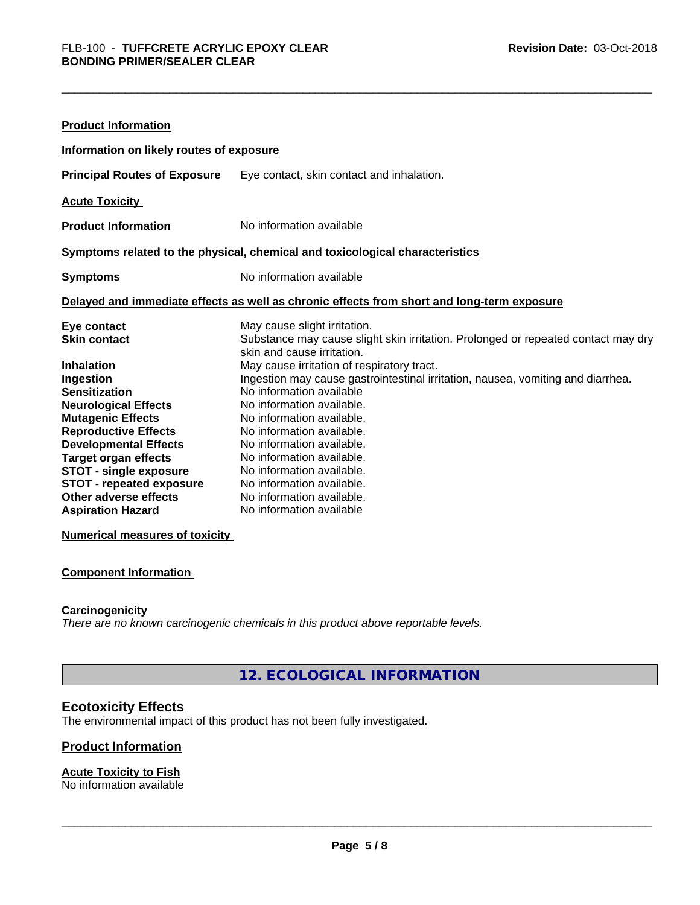**Product Information**

**Information on likely routes of exposure**

**Principal Routes of Exposure** Eye contact, skin contact and inhalation.

**Acute Toxicity**

**Product Information** No information available

**Symptoms related to the physical, chemical and toxicological characteristics**

**Symptoms** No information available

**Delayed and immediate effects as well as chronic effects from short and long-term exposure**

| | |
|---|---|
| **Eye contact** | May cause slight irritation. |
| **Skin contact** | Substance may cause slight skin irritation. Prolonged or repeated contact may dry skin and cause irritation. |
| **Inhalation** | May cause irritation of respiratory tract. |
| **Ingestion** | Ingestion may cause gastrointestinal irritation, nausea, vomiting and diarrhea. |
| **Sensitization** | No information available |
| **Neurological Effects** | No information available. |
| **Mutagenic Effects** | No information available. |
| **Reproductive Effects** | No information available. |
| **Developmental Effects** | No information available. |
| **Target organ effects** | No information available. |
| **STOT - single exposure** | No information available. |
| **STOT - repeated exposure** | No information available. |
| **Other adverse effects** | No information available. |
| **Aspiration Hazard** | No information available |

**Numerical measures of toxicity**

**Component Information**

**Carcinogenicity**

*There are no known carcinogenic chemicals in this product above reportable levels.*

## 12. ECOLOGICAL INFORMATION

### Ecotoxicity Effects

The environmental impact of this product has not been fully investigated.

**Product Information**

**Acute Toxicity to Fish**

No information available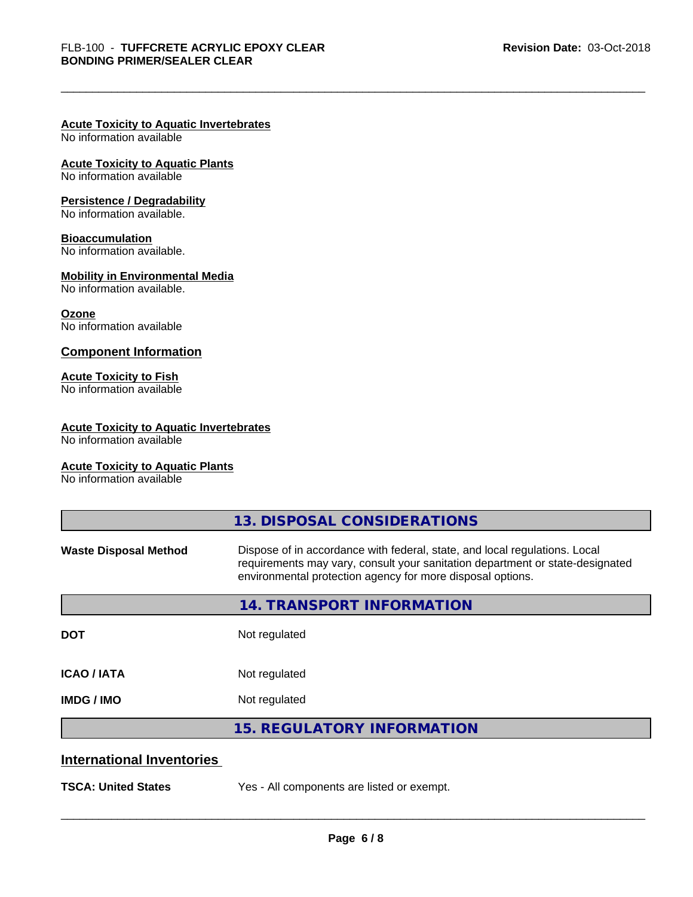**Acute Toxicity to Aquatic Invertebrates**
No information available

**Acute Toxicity to Aquatic Plants**
No information available

**Persistence / Degradability**
No information available.

**Bioaccumulation**
No information available.

**Mobility in Environmental Media**
No information available.

**Ozone**
No information available

### Component Information

**Acute Toxicity to Fish**
No information available

**Acute Toxicity to Aquatic Invertebrates**
No information available

**Acute Toxicity to Aquatic Plants**
No information available

## 13. DISPOSAL CONSIDERATIONS

| | |
|---|---|
| **Waste Disposal Method** | Dispose of in accordance with federal, state, and local regulations. Local requirements may vary, consult your sanitation department or state-designated environmental protection agency for more disposal options. |

## 14. TRANSPORT INFORMATION

| | |
|---|---|
| **DOT** | Not regulated |
| **ICAO / IATA** | Not regulated |
| **IMDG / IMO** | Not regulated |

## 15. REGULATORY INFORMATION

### International Inventories

| | |
|---|---|
| **TSCA: United States** | Yes - All components are listed or exempt. |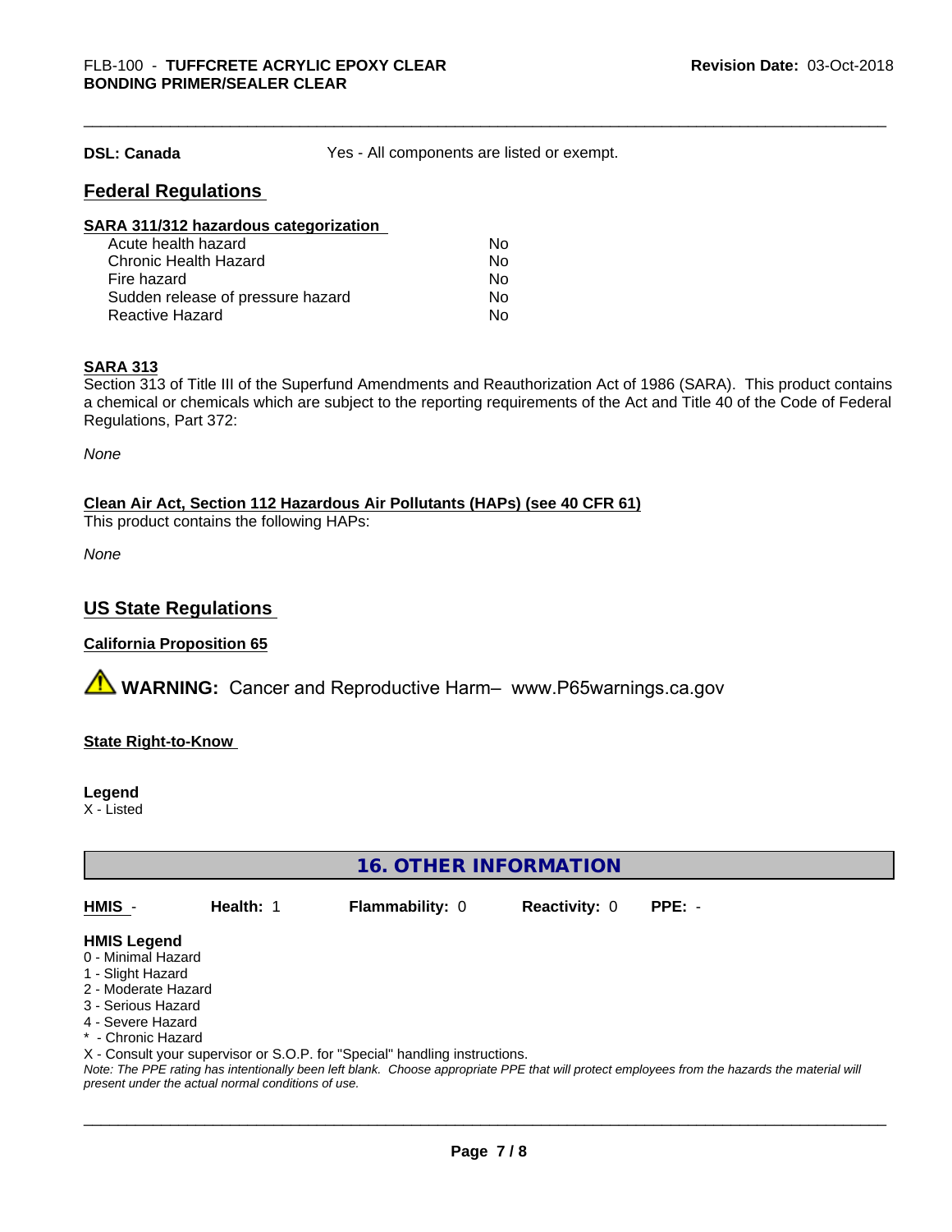**DSL: Canada** Yes - All components are listed or exempt.

## Federal Regulations

### SARA 311/312 hazardous categorization

| | |
|---|---|
| Acute health hazard | No |
| Chronic Health Hazard | No |
| Fire hazard | No |
| Sudden release of pressure hazard | No |
| Reactive Hazard | No |

### SARA 313

Section 313 of Title III of the Superfund Amendments and Reauthorization Act of 1986 (SARA). This product contains a chemical or chemicals which are subject to the reporting requirements of the Act and Title 40 of the Code of Federal Regulations, Part 372:

*None*

### Clean Air Act, Section 112 Hazardous Air Pollutants (HAPs) (see 40 CFR 61)

This product contains the following HAPs:

*None*

## US State Regulations

### California Proposition 65

⚠ **WARNING:** Cancer and Reproductive Harm– www.P65warnings.ca.gov

### State Right-to-Know

**Legend**

X - Listed

## 16. OTHER INFORMATION

| HMIS - | Health: 1 | Flammability: 0 | Reactivity: 0 | PPE: - |
|---|---|---|---|---|

**HMIS Legend**

0 - Minimal Hazard
1 - Slight Hazard
2 - Moderate Hazard
3 - Serious Hazard
4 - Severe Hazard
* - Chronic Hazard
X - Consult your supervisor or S.O.P. for "Special" handling instructions.

*Note: The PPE rating has intentionally been left blank. Choose appropriate PPE that will protect employees from the hazards the material will present under the actual normal conditions of use.*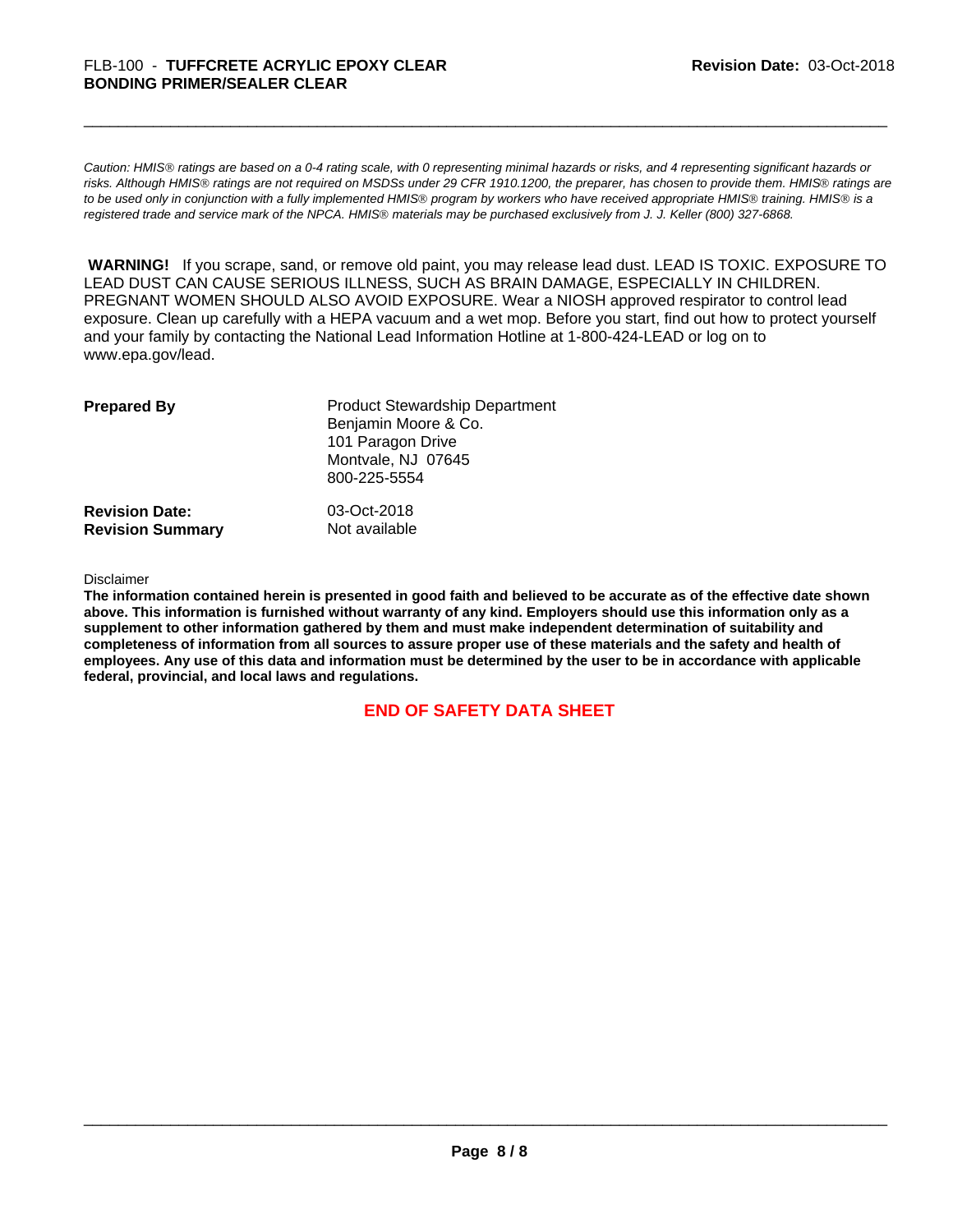*Caution: HMIS® ratings are based on a 0-4 rating scale, with 0 representing minimal hazards or risks, and 4 representing significant hazards or risks. Although HMIS® ratings are not required on MSDSs under 29 CFR 1910.1200, the preparer, has chosen to provide them. HMIS® ratings are to be used only in conjunction with a fully implemented HMIS® program by workers who have received appropriate HMIS® training. HMIS® is a registered trade and service mark of the NPCA. HMIS® materials may be purchased exclusively from J. J. Keller (800) 327-6868.*

**WARNING!** If you scrape, sand, or remove old paint, you may release lead dust. LEAD IS TOXIC. EXPOSURE TO LEAD DUST CAN CAUSE SERIOUS ILLNESS, SUCH AS BRAIN DAMAGE, ESPECIALLY IN CHILDREN. PREGNANT WOMEN SHOULD ALSO AVOID EXPOSURE. Wear a NIOSH approved respirator to control lead exposure. Clean up carefully with a HEPA vacuum and a wet mop. Before you start, find out how to protect yourself and your family by contacting the National Lead Information Hotline at 1-800-424-LEAD or log on to www.epa.gov/lead.

| | |
|---|---|
| **Prepared By** | Product Stewardship Department<br>Benjamin Moore & Co.<br>101 Paragon Drive<br>Montvale, NJ 07645<br>800-225-5554 |
| **Revision Date:** | 03-Oct-2018 |
| **Revision Summary** | Not available |

Disclaimer

**The information contained herein is presented in good faith and believed to be accurate as of the effective date shown above. This information is furnished without warranty of any kind. Employers should use this information only as a supplement to other information gathered by them and must make independent determination of suitability and completeness of information from all sources to assure proper use of these materials and the safety and health of employees. Any use of this data and information must be determined by the user to be in accordance with applicable federal, provincial, and local laws and regulations.**

**END OF SAFETY DATA SHEET**